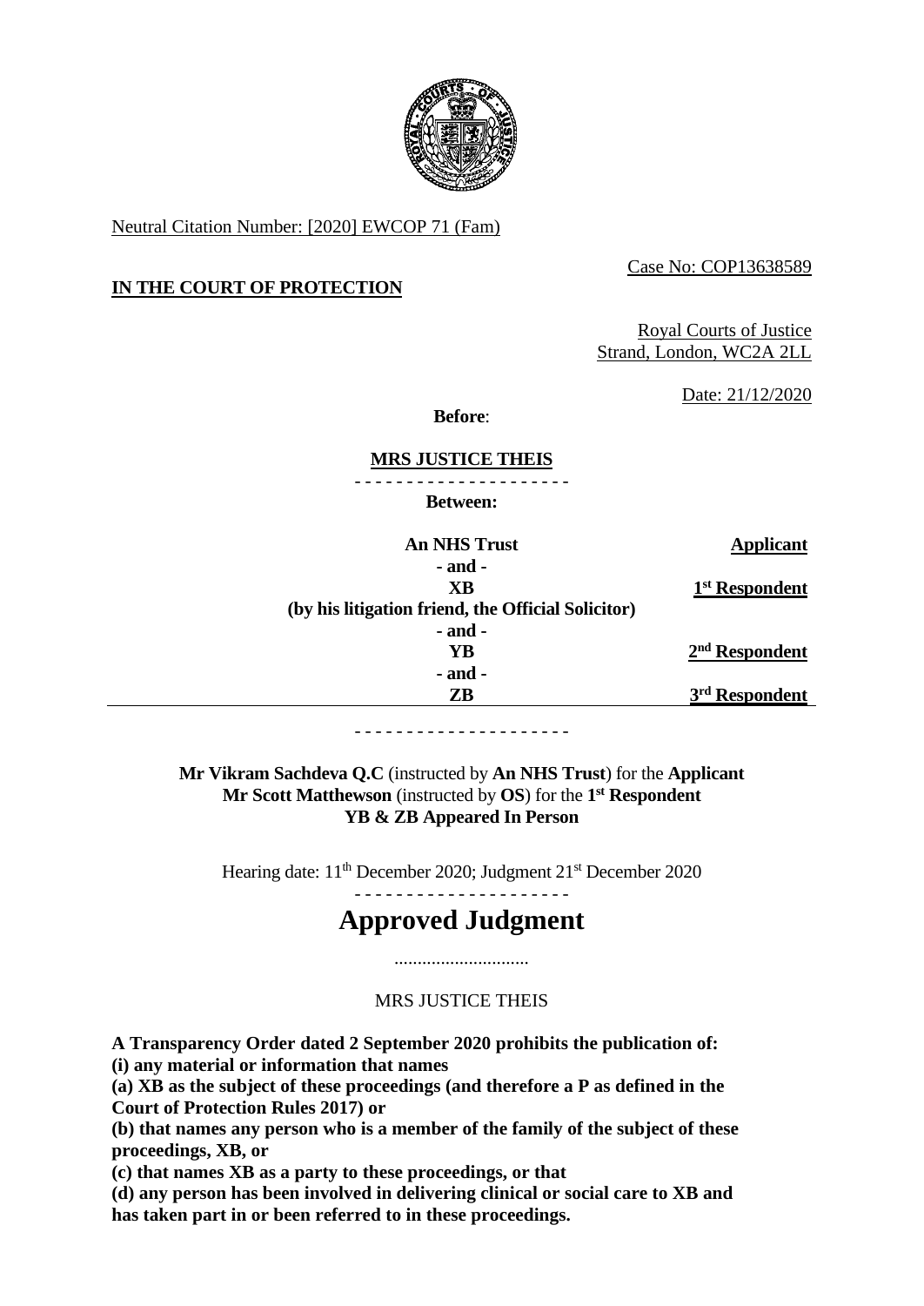Neutral Citation Number: [2020] EWCOP 71 (Fam)

Case No: COP13638589

**IN THE COURT OF PROTECTION**

Royal Courts of Justice
Strand, London, WC2A 2LL

Date: 21/12/2020

**Before**:

**MRS JUSTICE THEIS**

- - - - - - - - - - - - - - - - - - - - -

**Between:**

| | |
|---|---|
| **An NHS Trust** | **Applicant** |
| **- and -** | |
| **XB** | **1st Respondent** |
| **(by his litigation friend, the Official Solicitor)** | |
| **- and -** | |
| **YB** | **2nd Respondent** |
| **- and -** | |
| **ZB** | **3rd Respondent** |

- - - - - - - - - - - - - - - - - - - - -

**Mr Vikram Sachdeva Q.C** (instructed by **An NHS Trust**) for the **Applicant**
**Mr Scott Matthewson** (instructed by **OS**) for the **1st Respondent**
**YB & ZB Appeared In Person**

Hearing date: 11th December 2020; Judgment 21st December 2020

- - - - - - - - - - - - - - - - - - - - -

# Approved Judgment

.............................

MRS JUSTICE THEIS

**A Transparency Order dated 2 September 2020 prohibits the publication of:**
**(i) any material or information that names**
**(a) XB as the subject of these proceedings (and therefore a P as defined in the Court of Protection Rules 2017) or**
**(b) that names any person who is a member of the family of the subject of these proceedings, XB, or**
**(c) that names XB as a party to these proceedings, or that**
**(d) any person has been involved in delivering clinical or social care to XB and has taken part in or been referred to in these proceedings.**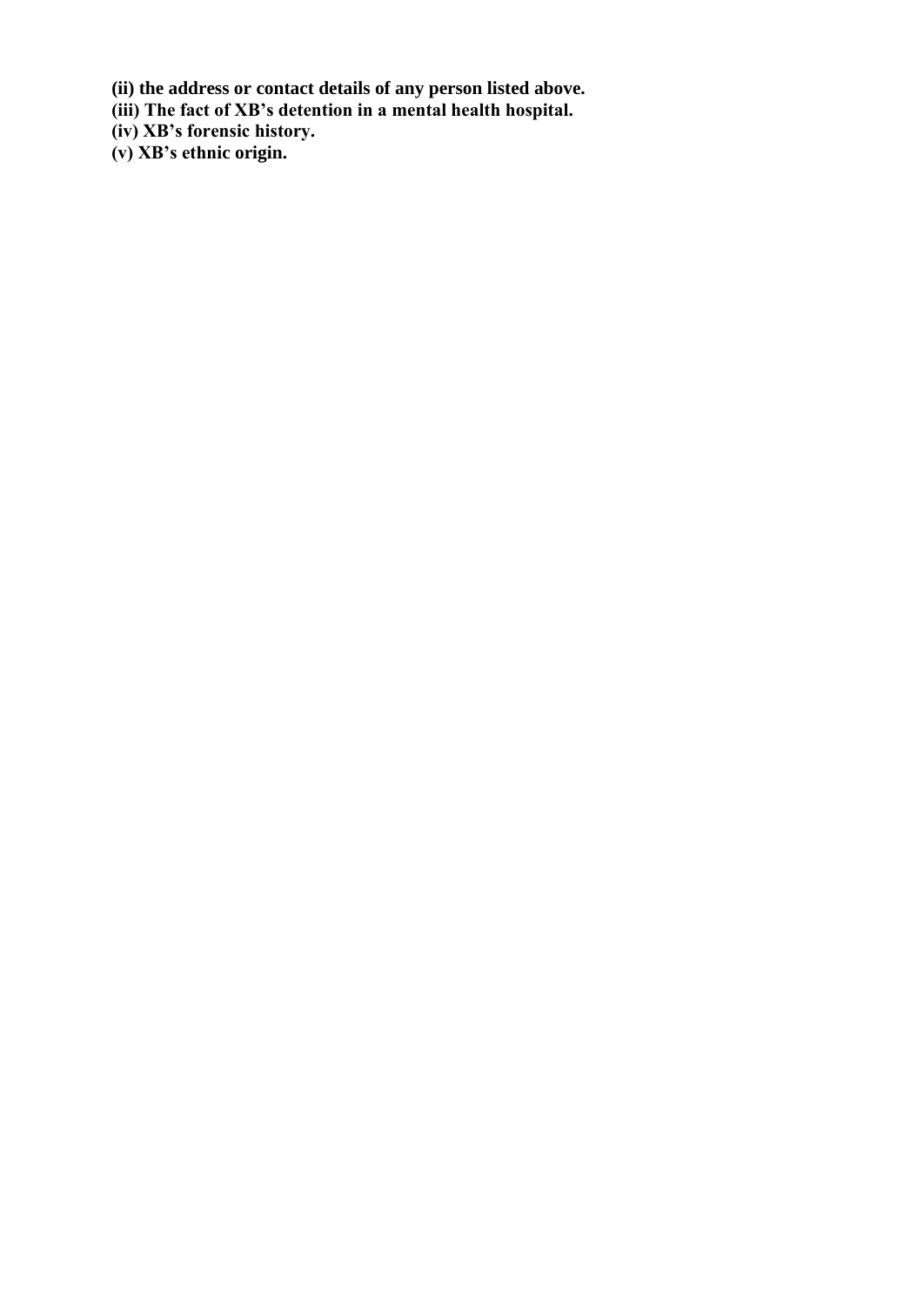**(ii) the address or contact details of any person listed above.**
**(iii) The fact of XB's detention in a mental health hospital.**
**(iv) XB's forensic history.**
**(v) XB's ethnic origin.**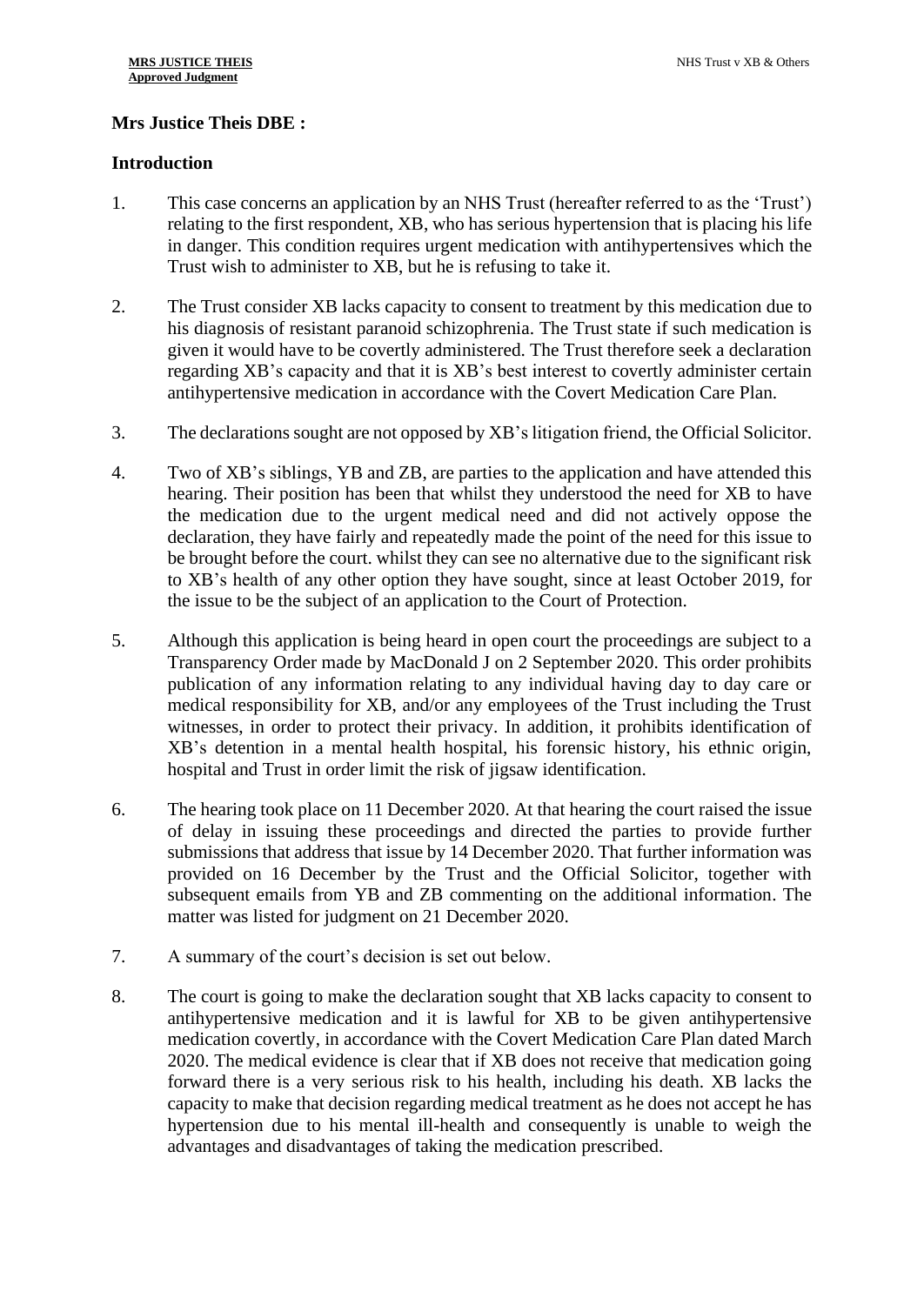**Mrs Justice Theis DBE :**

**Introduction**

1. This case concerns an application by an NHS Trust (hereafter referred to as the 'Trust') relating to the first respondent, XB, who has serious hypertension that is placing his life in danger. This condition requires urgent medication with antihypertensives which the Trust wish to administer to XB, but he is refusing to take it.

2. The Trust consider XB lacks capacity to consent to treatment by this medication due to his diagnosis of resistant paranoid schizophrenia. The Trust state if such medication is given it would have to be covertly administered. The Trust therefore seek a declaration regarding XB's capacity and that it is XB's best interest to covertly administer certain antihypertensive medication in accordance with the Covert Medication Care Plan.

3. The declarations sought are not opposed by XB's litigation friend, the Official Solicitor.

4. Two of XB's siblings, YB and ZB, are parties to the application and have attended this hearing. Their position has been that whilst they understood the need for XB to have the medication due to the urgent medical need and did not actively oppose the declaration, they have fairly and repeatedly made the point of the need for this issue to be brought before the court. whilst they can see no alternative due to the significant risk to XB's health of any other option they have sought, since at least October 2019, for the issue to be the subject of an application to the Court of Protection.

5. Although this application is being heard in open court the proceedings are subject to a Transparency Order made by MacDonald J on 2 September 2020. This order prohibits publication of any information relating to any individual having day to day care or medical responsibility for XB, and/or any employees of the Trust including the Trust witnesses, in order to protect their privacy. In addition, it prohibits identification of XB's detention in a mental health hospital, his forensic history, his ethnic origin, hospital and Trust in order limit the risk of jigsaw identification.

6. The hearing took place on 11 December 2020. At that hearing the court raised the issue of delay in issuing these proceedings and directed the parties to provide further submissions that address that issue by 14 December 2020. That further information was provided on 16 December by the Trust and the Official Solicitor, together with subsequent emails from YB and ZB commenting on the additional information. The matter was listed for judgment on 21 December 2020.

7. A summary of the court's decision is set out below.

8. The court is going to make the declaration sought that XB lacks capacity to consent to antihypertensive medication and it is lawful for XB to be given antihypertensive medication covertly, in accordance with the Covert Medication Care Plan dated March 2020. The medical evidence is clear that if XB does not receive that medication going forward there is a very serious risk to his health, including his death. XB lacks the capacity to make that decision regarding medical treatment as he does not accept he has hypertension due to his mental ill-health and consequently is unable to weigh the advantages and disadvantages of taking the medication prescribed.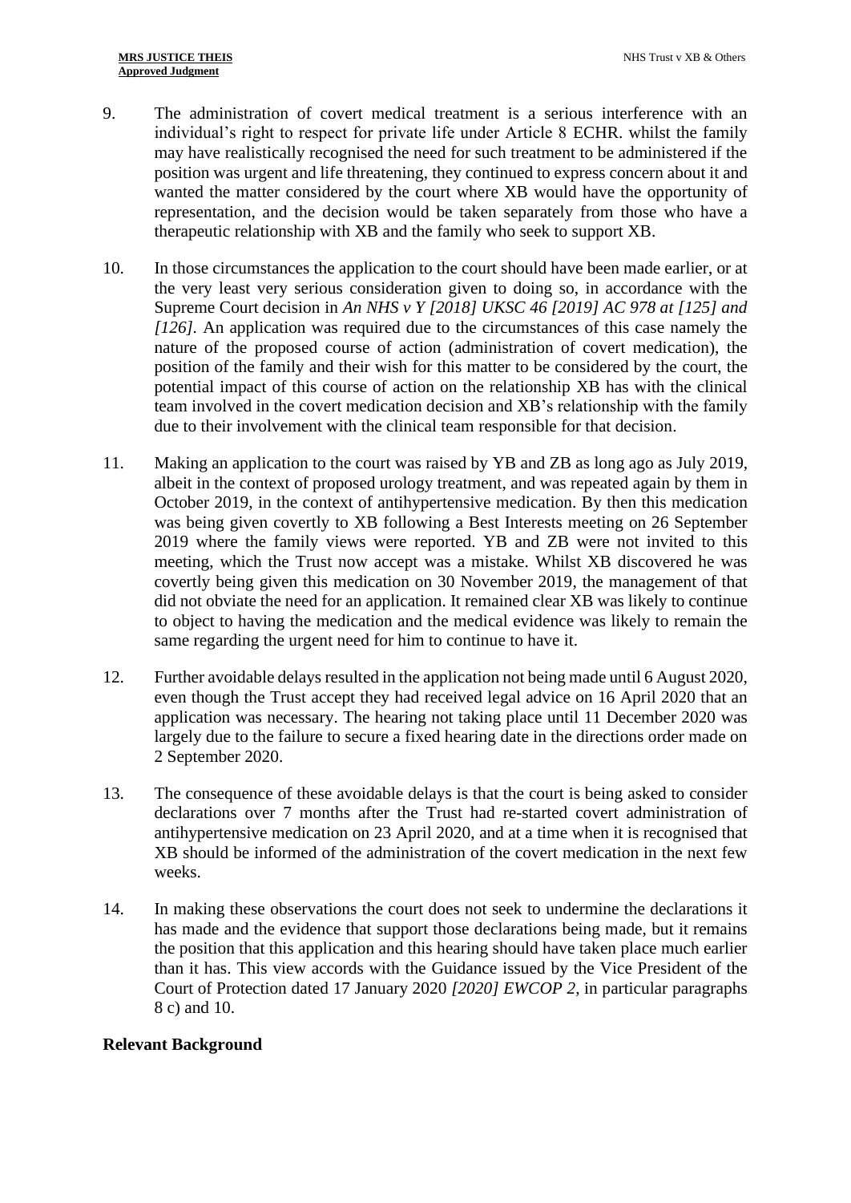9. The administration of covert medical treatment is a serious interference with an individual's right to respect for private life under Article 8 ECHR. whilst the family may have realistically recognised the need for such treatment to be administered if the position was urgent and life threatening, they continued to express concern about it and wanted the matter considered by the court where XB would have the opportunity of representation, and the decision would be taken separately from those who have a therapeutic relationship with XB and the family who seek to support XB.

10. In those circumstances the application to the court should have been made earlier, or at the very least very serious consideration given to doing so, in accordance with the Supreme Court decision in *An NHS v Y [2018] UKSC 46 [2019] AC 978 at [125] and [126].* An application was required due to the circumstances of this case namely the nature of the proposed course of action (administration of covert medication), the position of the family and their wish for this matter to be considered by the court, the potential impact of this course of action on the relationship XB has with the clinical team involved in the covert medication decision and XB's relationship with the family due to their involvement with the clinical team responsible for that decision.

11. Making an application to the court was raised by YB and ZB as long ago as July 2019, albeit in the context of proposed urology treatment, and was repeated again by them in October 2019, in the context of antihypertensive medication. By then this medication was being given covertly to XB following a Best Interests meeting on 26 September 2019 where the family views were reported. YB and ZB were not invited to this meeting, which the Trust now accept was a mistake. Whilst XB discovered he was covertly being given this medication on 30 November 2019, the management of that did not obviate the need for an application. It remained clear XB was likely to continue to object to having the medication and the medical evidence was likely to remain the same regarding the urgent need for him to continue to have it.

12. Further avoidable delays resulted in the application not being made until 6 August 2020, even though the Trust accept they had received legal advice on 16 April 2020 that an application was necessary. The hearing not taking place until 11 December 2020 was largely due to the failure to secure a fixed hearing date in the directions order made on 2 September 2020.

13. The consequence of these avoidable delays is that the court is being asked to consider declarations over 7 months after the Trust had re-started covert administration of antihypertensive medication on 23 April 2020, and at a time when it is recognised that XB should be informed of the administration of the covert medication in the next few weeks.

14. In making these observations the court does not seek to undermine the declarations it has made and the evidence that support those declarations being made, but it remains the position that this application and this hearing should have taken place much earlier than it has. This view accords with the Guidance issued by the Vice President of the Court of Protection dated 17 January 2020 *[2020] EWCOP 2*, in particular paragraphs 8 c) and 10.

## Relevant Background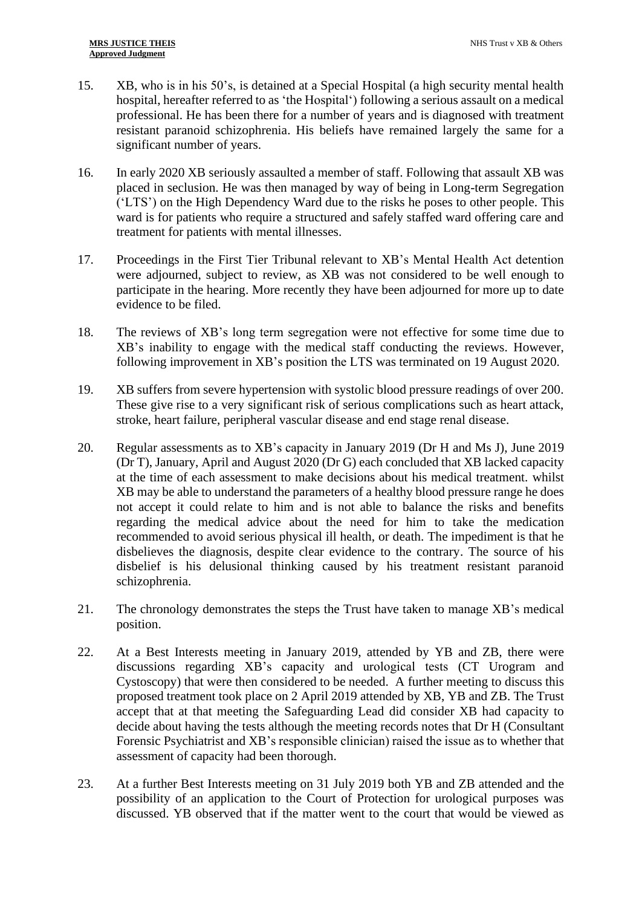15. XB, who is in his 50's, is detained at a Special Hospital (a high security mental health hospital, hereafter referred to as 'the Hospital') following a serious assault on a medical professional. He has been there for a number of years and is diagnosed with treatment resistant paranoid schizophrenia. His beliefs have remained largely the same for a significant number of years.

16. In early 2020 XB seriously assaulted a member of staff. Following that assault XB was placed in seclusion. He was then managed by way of being in Long-term Segregation ('LTS') on the High Dependency Ward due to the risks he poses to other people. This ward is for patients who require a structured and safely staffed ward offering care and treatment for patients with mental illnesses.

17. Proceedings in the First Tier Tribunal relevant to XB's Mental Health Act detention were adjourned, subject to review, as XB was not considered to be well enough to participate in the hearing. More recently they have been adjourned for more up to date evidence to be filed.

18. The reviews of XB's long term segregation were not effective for some time due to XB's inability to engage with the medical staff conducting the reviews. However, following improvement in XB's position the LTS was terminated on 19 August 2020.

19. XB suffers from severe hypertension with systolic blood pressure readings of over 200. These give rise to a very significant risk of serious complications such as heart attack, stroke, heart failure, peripheral vascular disease and end stage renal disease.

20. Regular assessments as to XB's capacity in January 2019 (Dr H and Ms J), June 2019 (Dr T), January, April and August 2020 (Dr G) each concluded that XB lacked capacity at the time of each assessment to make decisions about his medical treatment. whilst XB may be able to understand the parameters of a healthy blood pressure range he does not accept it could relate to him and is not able to balance the risks and benefits regarding the medical advice about the need for him to take the medication recommended to avoid serious physical ill health, or death. The impediment is that he disbelieves the diagnosis, despite clear evidence to the contrary. The source of his disbelief is his delusional thinking caused by his treatment resistant paranoid schizophrenia.

21. The chronology demonstrates the steps the Trust have taken to manage XB's medical position.

22. At a Best Interests meeting in January 2019, attended by YB and ZB, there were discussions regarding XB's capacity and urological tests (CT Urogram and Cystoscopy) that were then considered to be needed. A further meeting to discuss this proposed treatment took place on 2 April 2019 attended by XB, YB and ZB. The Trust accept that at that meeting the Safeguarding Lead did consider XB had capacity to decide about having the tests although the meeting records notes that Dr H (Consultant Forensic Psychiatrist and XB's responsible clinician) raised the issue as to whether that assessment of capacity had been thorough.

23. At a further Best Interests meeting on 31 July 2019 both YB and ZB attended and the possibility of an application to the Court of Protection for urological purposes was discussed. YB observed that if the matter went to the court that would be viewed as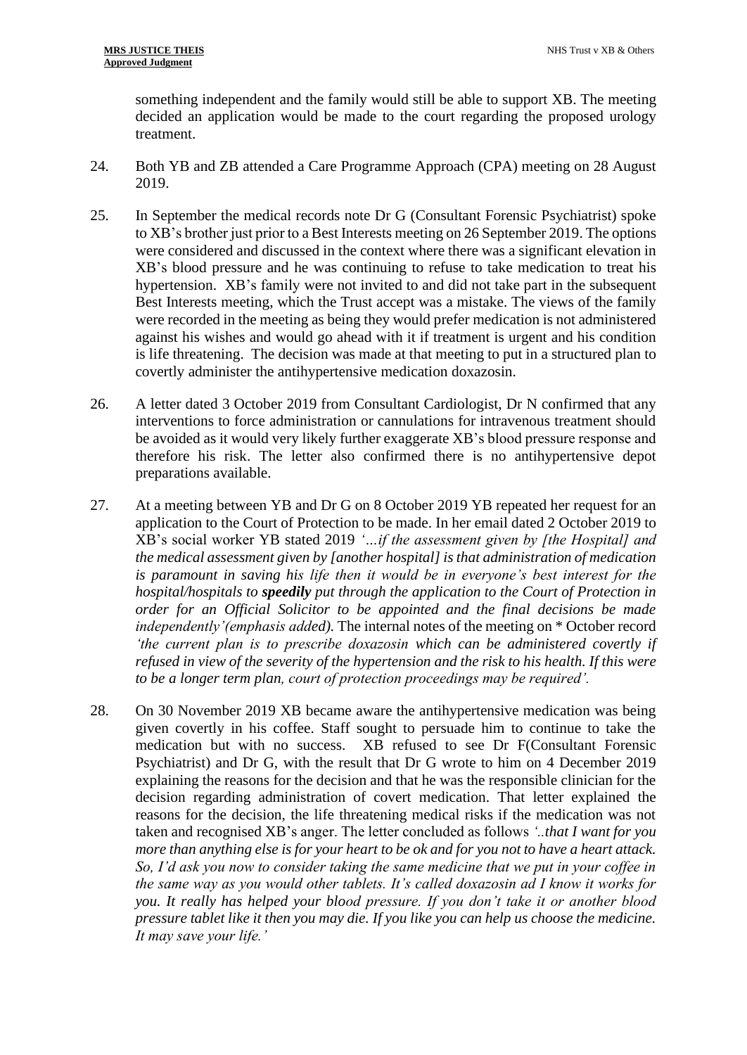something independent and the family would still be able to support XB. The meeting decided an application would be made to the court regarding the proposed urology treatment.

24. Both YB and ZB attended a Care Programme Approach (CPA) meeting on 28 August 2019.

25. In September the medical records note Dr G (Consultant Forensic Psychiatrist) spoke to XB's brother just prior to a Best Interests meeting on 26 September 2019. The options were considered and discussed in the context where there was a significant elevation in XB's blood pressure and he was continuing to refuse to take medication to treat his hypertension. XB's family were not invited to and did not take part in the subsequent Best Interests meeting, which the Trust accept was a mistake. The views of the family were recorded in the meeting as being they would prefer medication is not administered against his wishes and would go ahead with it if treatment is urgent and his condition is life threatening. The decision was made at that meeting to put in a structured plan to covertly administer the antihypertensive medication doxazosin.

26. A letter dated 3 October 2019 from Consultant Cardiologist, Dr N confirmed that any interventions to force administration or cannulations for intravenous treatment should be avoided as it would very likely further exaggerate XB's blood pressure response and therefore his risk. The letter also confirmed there is no antihypertensive depot preparations available.

27. At a meeting between YB and Dr G on 8 October 2019 YB repeated her request for an application to the Court of Protection to be made. In her email dated 2 October 2019 to XB's social worker YB stated 2019 *'…if the assessment given by [the Hospital] and the medical assessment given by [another hospital] is that administration of medication is paramount in saving his life then it would be in everyone's best interest for the hospital/hospitals to **speedily** put through the application to the Court of Protection in order for an Official Solicitor to be appointed and the final decisions be made independently'(emphasis added)*. The internal notes of the meeting on * October record *'the current plan is to prescribe doxazosin which can be administered covertly if refused in view of the severity of the hypertension and the risk to his health. If this were to be a longer term plan, court of protection proceedings may be required'.*

28. On 30 November 2019 XB became aware the antihypertensive medication was being given covertly in his coffee. Staff sought to persuade him to continue to take the medication but with no success. XB refused to see Dr F(Consultant Forensic Psychiatrist) and Dr G, with the result that Dr G wrote to him on 4 December 2019 explaining the reasons for the decision and that he was the responsible clinician for the decision regarding administration of covert medication. That letter explained the reasons for the decision, the life threatening medical risks if the medication was not taken and recognised XB's anger. The letter concluded as follows *'..that I want for you more than anything else is for your heart to be ok and for you not to have a heart attack. So, I'd ask you now to consider taking the same medicine that we put in your coffee in the same way as you would other tablets. It's called doxazosin ad I know it works for you. It really has helped your blood pressure. If you don't take it or another blood pressure tablet like it then you may die. If you like you can help us choose the medicine. It may save your life.'*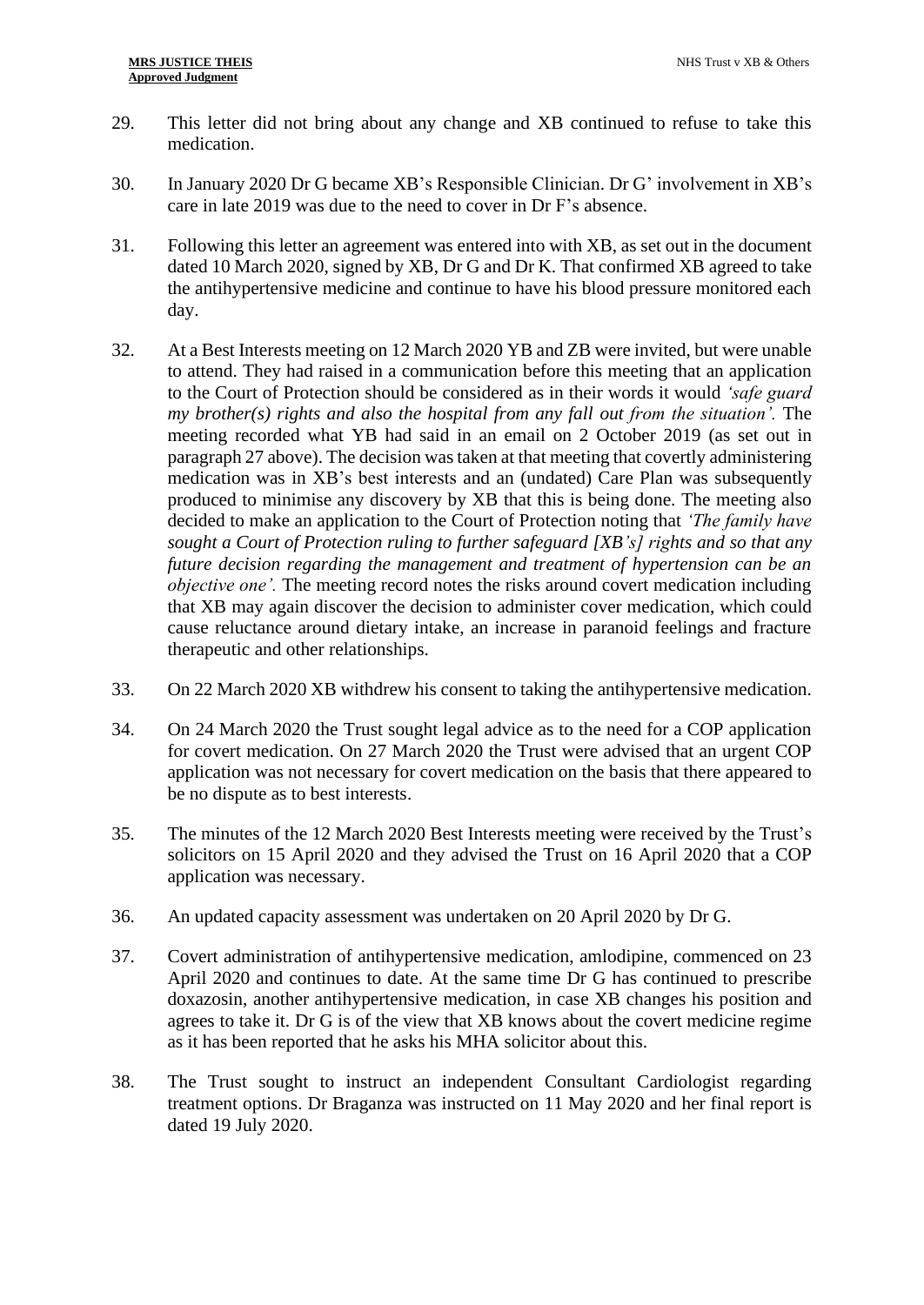29. This letter did not bring about any change and XB continued to refuse to take this medication.

30. In January 2020 Dr G became XB's Responsible Clinician. Dr G' involvement in XB's care in late 2019 was due to the need to cover in Dr F's absence.

31. Following this letter an agreement was entered into with XB, as set out in the document dated 10 March 2020, signed by XB, Dr G and Dr K. That confirmed XB agreed to take the antihypertensive medicine and continue to have his blood pressure monitored each day.

32. At a Best Interests meeting on 12 March 2020 YB and ZB were invited, but were unable to attend. They had raised in a communication before this meeting that an application to the Court of Protection should be considered as in their words it would *'safe guard my brother(s) rights and also the hospital from any fall out from the situation'.* The meeting recorded what YB had said in an email on 2 October 2019 (as set out in paragraph 27 above). The decision was taken at that meeting that covertly administering medication was in XB's best interests and an (undated) Care Plan was subsequently produced to minimise any discovery by XB that this is being done. The meeting also decided to make an application to the Court of Protection noting that *'The family have sought a Court of Protection ruling to further safeguard [XB's] rights and so that any future decision regarding the management and treatment of hypertension can be an objective one'.* The meeting record notes the risks around covert medication including that XB may again discover the decision to administer cover medication, which could cause reluctance around dietary intake, an increase in paranoid feelings and fracture therapeutic and other relationships.

33. On 22 March 2020 XB withdrew his consent to taking the antihypertensive medication.

34. On 24 March 2020 the Trust sought legal advice as to the need for a COP application for covert medication. On 27 March 2020 the Trust were advised that an urgent COP application was not necessary for covert medication on the basis that there appeared to be no dispute as to best interests.

35. The minutes of the 12 March 2020 Best Interests meeting were received by the Trust's solicitors on 15 April 2020 and they advised the Trust on 16 April 2020 that a COP application was necessary.

36. An updated capacity assessment was undertaken on 20 April 2020 by Dr G.

37. Covert administration of antihypertensive medication, amlodipine, commenced on 23 April 2020 and continues to date. At the same time Dr G has continued to prescribe doxazosin, another antihypertensive medication, in case XB changes his position and agrees to take it. Dr G is of the view that XB knows about the covert medicine regime as it has been reported that he asks his MHA solicitor about this.

38. The Trust sought to instruct an independent Consultant Cardiologist regarding treatment options. Dr Braganza was instructed on 11 May 2020 and her final report is dated 19 July 2020.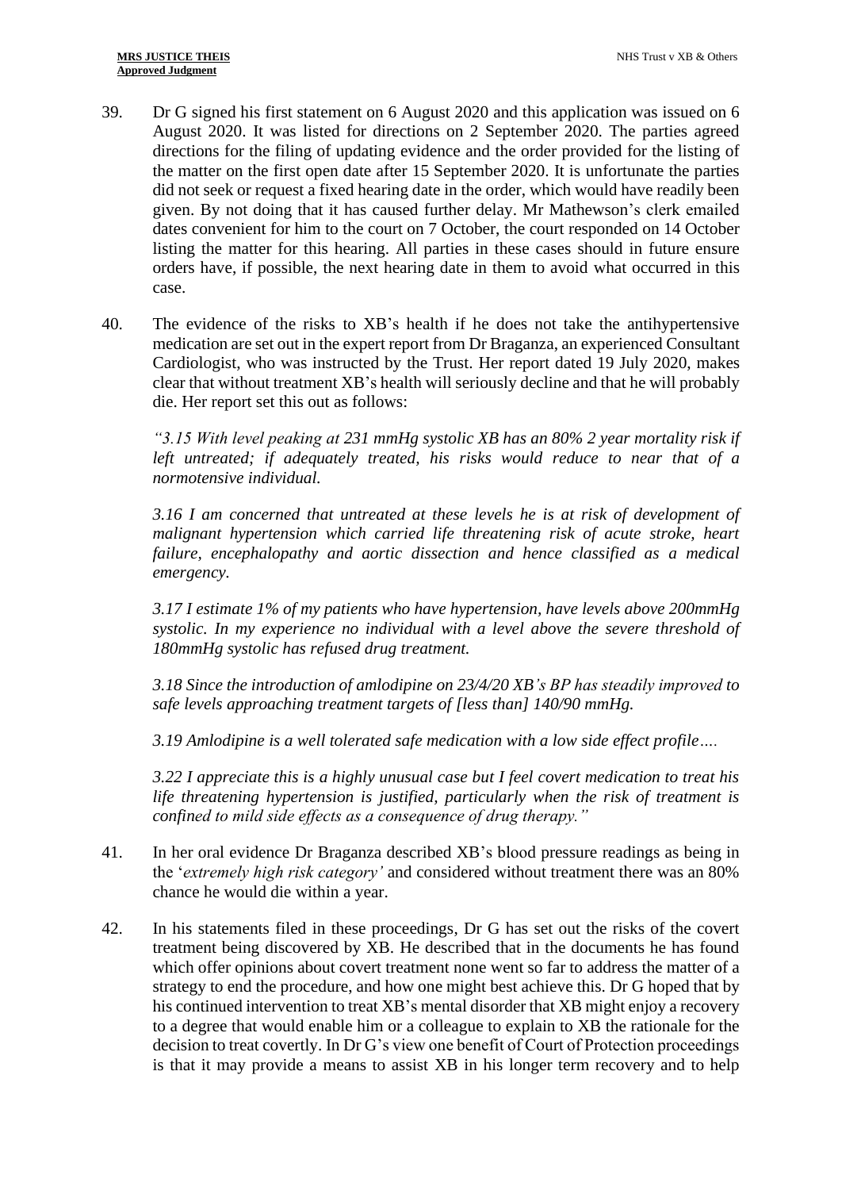39. Dr G signed his first statement on 6 August 2020 and this application was issued on 6 August 2020. It was listed for directions on 2 September 2020. The parties agreed directions for the filing of updating evidence and the order provided for the listing of the matter on the first open date after 15 September 2020. It is unfortunate the parties did not seek or request a fixed hearing date in the order, which would have readily been given. By not doing that it has caused further delay. Mr Mathewson's clerk emailed dates convenient for him to the court on 7 October, the court responded on 14 October listing the matter for this hearing. All parties in these cases should in future ensure orders have, if possible, the next hearing date in them to avoid what occurred in this case.

40. The evidence of the risks to XB's health if he does not take the antihypertensive medication are set out in the expert report from Dr Braganza, an experienced Consultant Cardiologist, who was instructed by the Trust. Her report dated 19 July 2020, makes clear that without treatment XB's health will seriously decline and that he will probably die. Her report set this out as follows:

    *"3.15 With level peaking at 231 mmHg systolic XB has an 80% 2 year mortality risk if left untreated; if adequately treated, his risks would reduce to near that of a normotensive individual.*

    *3.16 I am concerned that untreated at these levels he is at risk of development of malignant hypertension which carried life threatening risk of acute stroke, heart failure, encephalopathy and aortic dissection and hence classified as a medical emergency.*

    *3.17 I estimate 1% of my patients who have hypertension, have levels above 200mmHg systolic. In my experience no individual with a level above the severe threshold of 180mmHg systolic has refused drug treatment.*

    *3.18 Since the introduction of amlodipine on 23/4/20 XB's BP has steadily improved to safe levels approaching treatment targets of [less than] 140/90 mmHg.*

    *3.19 Amlodipine is a well tolerated safe medication with a low side effect profile….*

    *3.22 I appreciate this is a highly unusual case but I feel covert medication to treat his life threatening hypertension is justified, particularly when the risk of treatment is confined to mild side effects as a consequence of drug therapy."*

41. In her oral evidence Dr Braganza described XB's blood pressure readings as being in the '*extremely high risk category'* and considered without treatment there was an 80% chance he would die within a year.

42. In his statements filed in these proceedings, Dr G has set out the risks of the covert treatment being discovered by XB. He described that in the documents he has found which offer opinions about covert treatment none went so far to address the matter of a strategy to end the procedure, and how one might best achieve this. Dr G hoped that by his continued intervention to treat XB's mental disorder that XB might enjoy a recovery to a degree that would enable him or a colleague to explain to XB the rationale for the decision to treat covertly. In Dr G's view one benefit of Court of Protection proceedings is that it may provide a means to assist XB in his longer term recovery and to help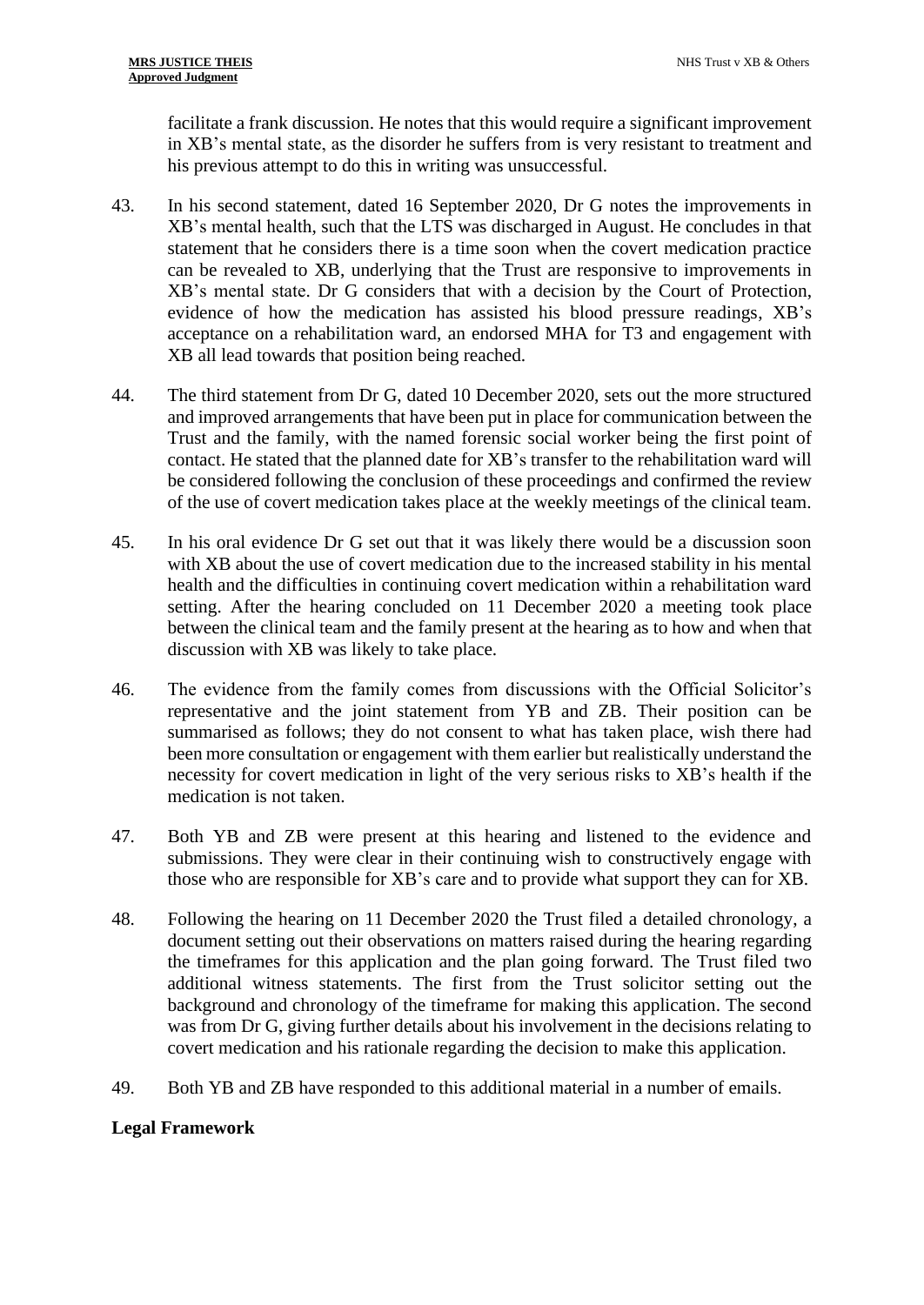facilitate a frank discussion. He notes that this would require a significant improvement in XB's mental state, as the disorder he suffers from is very resistant to treatment and his previous attempt to do this in writing was unsuccessful.

43. In his second statement, dated 16 September 2020, Dr G notes the improvements in XB's mental health, such that the LTS was discharged in August. He concludes in that statement that he considers there is a time soon when the covert medication practice can be revealed to XB, underlying that the Trust are responsive to improvements in XB's mental state. Dr G considers that with a decision by the Court of Protection, evidence of how the medication has assisted his blood pressure readings, XB's acceptance on a rehabilitation ward, an endorsed MHA for T3 and engagement with XB all lead towards that position being reached.

44. The third statement from Dr G, dated 10 December 2020, sets out the more structured and improved arrangements that have been put in place for communication between the Trust and the family, with the named forensic social worker being the first point of contact. He stated that the planned date for XB's transfer to the rehabilitation ward will be considered following the conclusion of these proceedings and confirmed the review of the use of covert medication takes place at the weekly meetings of the clinical team.

45. In his oral evidence Dr G set out that it was likely there would be a discussion soon with XB about the use of covert medication due to the increased stability in his mental health and the difficulties in continuing covert medication within a rehabilitation ward setting. After the hearing concluded on 11 December 2020 a meeting took place between the clinical team and the family present at the hearing as to how and when that discussion with XB was likely to take place.

46. The evidence from the family comes from discussions with the Official Solicitor's representative and the joint statement from YB and ZB. Their position can be summarised as follows; they do not consent to what has taken place, wish there had been more consultation or engagement with them earlier but realistically understand the necessity for covert medication in light of the very serious risks to XB's health if the medication is not taken.

47. Both YB and ZB were present at this hearing and listened to the evidence and submissions. They were clear in their continuing wish to constructively engage with those who are responsible for XB's care and to provide what support they can for XB.

48. Following the hearing on 11 December 2020 the Trust filed a detailed chronology, a document setting out their observations on matters raised during the hearing regarding the timeframes for this application and the plan going forward. The Trust filed two additional witness statements. The first from the Trust solicitor setting out the background and chronology of the timeframe for making this application. The second was from Dr G, giving further details about his involvement in the decisions relating to covert medication and his rationale regarding the decision to make this application.

49. Both YB and ZB have responded to this additional material in a number of emails.

## Legal Framework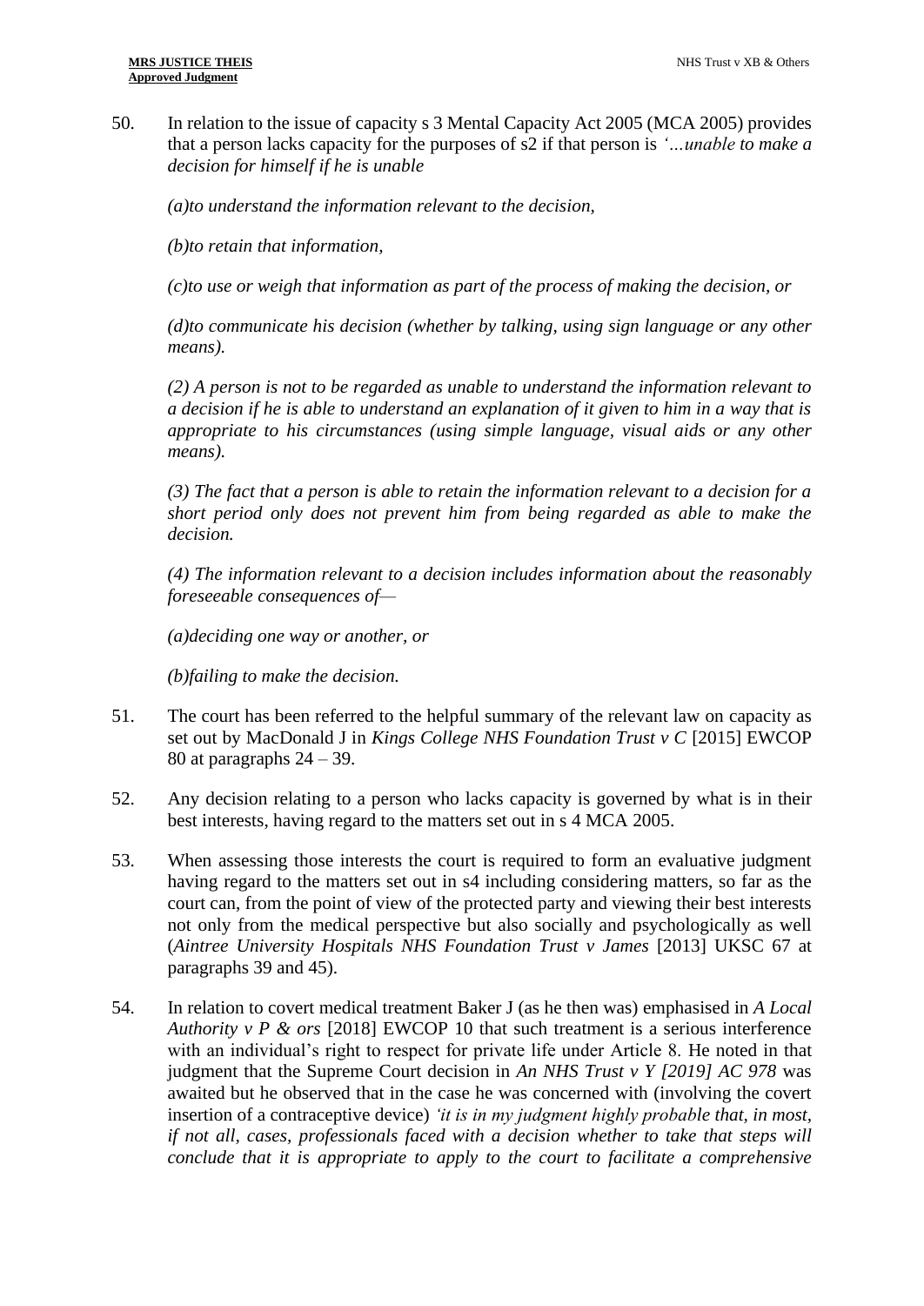50. In relation to the issue of capacity s 3 Mental Capacity Act 2005 (MCA 2005) provides that a person lacks capacity for the purposes of s2 if that person is *'…unable to make a decision for himself if he is unable*

    *(a)to understand the information relevant to the decision,*

    *(b)to retain that information,*

    *(c)to use or weigh that information as part of the process of making the decision, or*

    *(d)to communicate his decision (whether by talking, using sign language or any other means).*

    *(2) A person is not to be regarded as unable to understand the information relevant to a decision if he is able to understand an explanation of it given to him in a way that is appropriate to his circumstances (using simple language, visual aids or any other means).*

    *(3) The fact that a person is able to retain the information relevant to a decision for a short period only does not prevent him from being regarded as able to make the decision.*

    *(4) The information relevant to a decision includes information about the reasonably foreseeable consequences of—*

    *(a)deciding one way or another, or*

    *(b)failing to make the decision.*

51. The court has been referred to the helpful summary of the relevant law on capacity as set out by MacDonald J in *Kings College NHS Foundation Trust v C* [2015] EWCOP 80 at paragraphs 24 – 39.

52. Any decision relating to a person who lacks capacity is governed by what is in their best interests, having regard to the matters set out in s 4 MCA 2005.

53. When assessing those interests the court is required to form an evaluative judgment having regard to the matters set out in s4 including considering matters, so far as the court can, from the point of view of the protected party and viewing their best interests not only from the medical perspective but also socially and psychologically as well (*Aintree University Hospitals NHS Foundation Trust v James* [2013] UKSC 67 at paragraphs 39 and 45).

54. In relation to covert medical treatment Baker J (as he then was) emphasised in *A Local Authority v P & ors* [2018] EWCOP 10 that such treatment is a serious interference with an individual's right to respect for private life under Article 8. He noted in that judgment that the Supreme Court decision in *An NHS Trust v Y [2019] AC 978* was awaited but he observed that in the case he was concerned with (involving the covert insertion of a contraceptive device) *'it is in my judgment highly probable that, in most, if not all, cases, professionals faced with a decision whether to take that steps will conclude that it is appropriate to apply to the court to facilitate a comprehensive*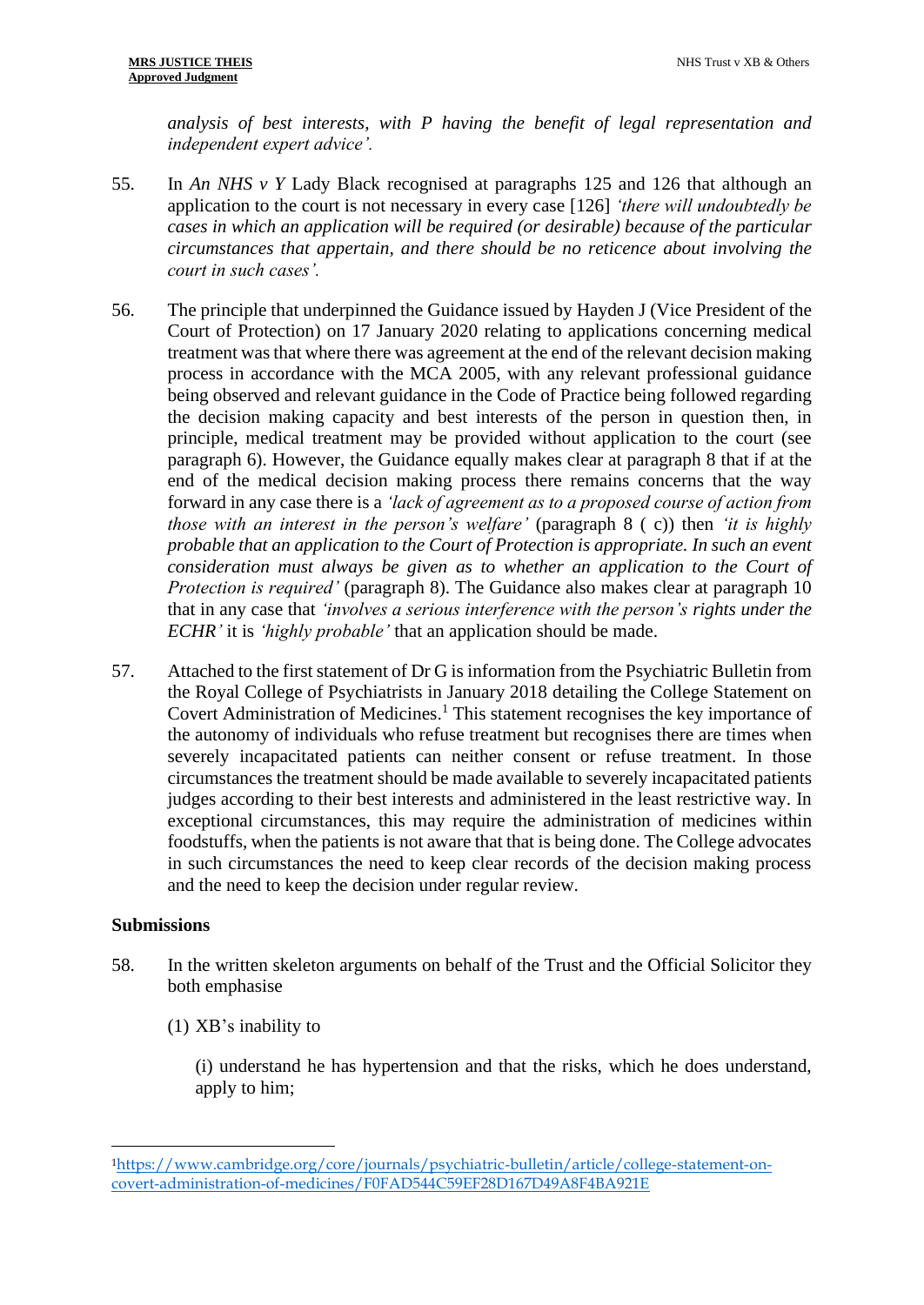*analysis of best interests, with P having the benefit of legal representation and independent expert advice'.*

55. In *An NHS v Y* Lady Black recognised at paragraphs 125 and 126 that although an application to the court is not necessary in every case [126] *'there will undoubtedly be cases in which an application will be required (or desirable) because of the particular circumstances that appertain, and there should be no reticence about involving the court in such cases'.*

56. The principle that underpinned the Guidance issued by Hayden J (Vice President of the Court of Protection) on 17 January 2020 relating to applications concerning medical treatment was that where there was agreement at the end of the relevant decision making process in accordance with the MCA 2005, with any relevant professional guidance being observed and relevant guidance in the Code of Practice being followed regarding the decision making capacity and best interests of the person in question then, in principle, medical treatment may be provided without application to the court (see paragraph 6). However, the Guidance equally makes clear at paragraph 8 that if at the end of the medical decision making process there remains concerns that the way forward in any case there is a *'lack of agreement as to a proposed course of action from those with an interest in the person's welfare'* (paragraph 8 ( c)) then *'it is highly probable that an application to the Court of Protection is appropriate. In such an event consideration must always be given as to whether an application to the Court of Protection is required'* (paragraph 8). The Guidance also makes clear at paragraph 10 that in any case that *'involves a serious interference with the person's rights under the ECHR'* it is *'highly probable'* that an application should be made.

57. Attached to the first statement of Dr G is information from the Psychiatric Bulletin from the Royal College of Psychiatrists in January 2018 detailing the College Statement on Covert Administration of Medicines.[1] This statement recognises the key importance of the autonomy of individuals who refuse treatment but recognises there are times when severely incapacitated patients can neither consent or refuse treatment. In those circumstances the treatment should be made available to severely incapacitated patients judges according to their best interests and administered in the least restrictive way. In exceptional circumstances, this may require the administration of medicines within foodstuffs, when the patients is not aware that that is being done. The College advocates in such circumstances the need to keep clear records of the decision making process and the need to keep the decision under regular review.

## Submissions

58. In the written skeleton arguments on behalf of the Trust and the Official Solicitor they both emphasise

    (1) XB's inability to

    (i) understand he has hypertension and that the risks, which he does understand, apply to him;

[1] https://www.cambridge.org/core/journals/psychiatric-bulletin/article/college-statement-on-covert-administration-of-medicines/F0FAD544C59EF28D167D49A8F4BA921E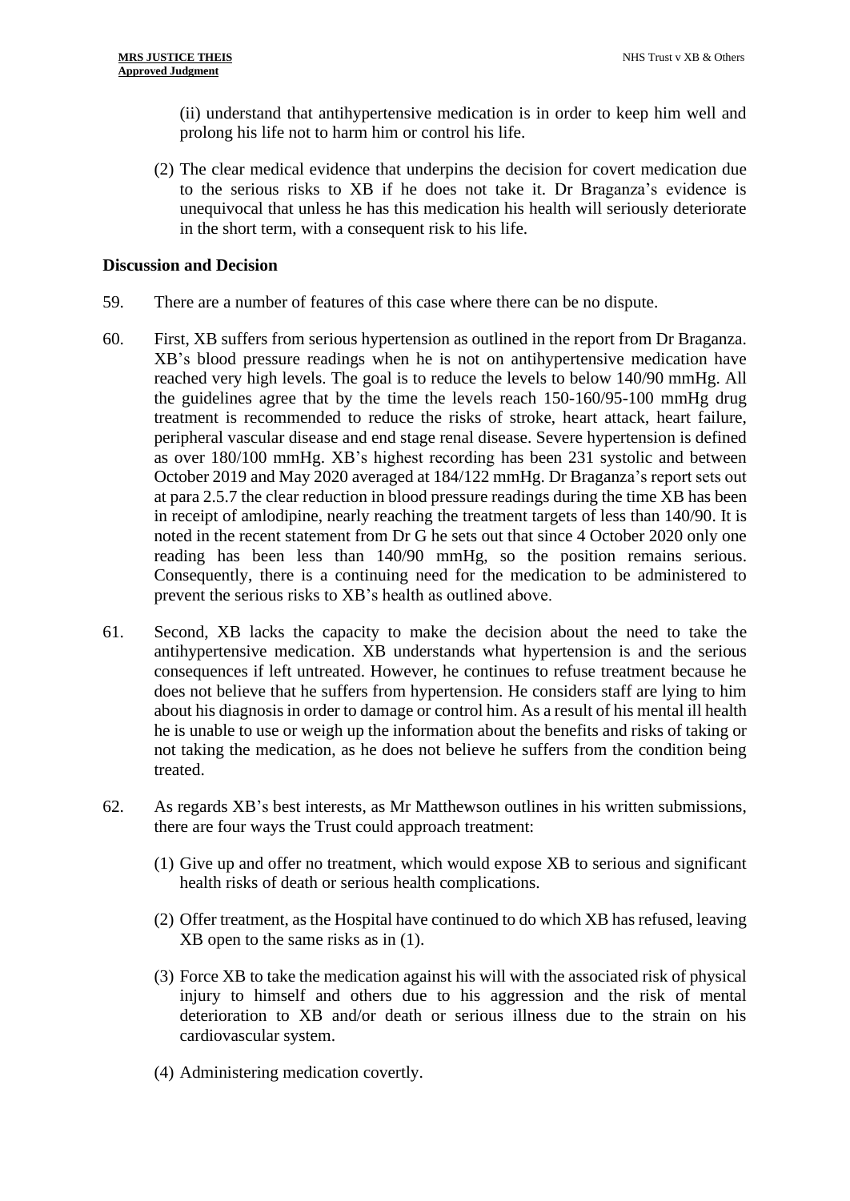(ii) understand that antihypertensive medication is in order to keep him well and prolong his life not to harm him or control his life.

(2) The clear medical evidence that underpins the decision for covert medication due to the serious risks to XB if he does not take it. Dr Braganza's evidence is unequivocal that unless he has this medication his health will seriously deteriorate in the short term, with a consequent risk to his life.

## Discussion and Decision

59. There are a number of features of this case where there can be no dispute.

60. First, XB suffers from serious hypertension as outlined in the report from Dr Braganza. XB's blood pressure readings when he is not on antihypertensive medication have reached very high levels. The goal is to reduce the levels to below 140/90 mmHg. All the guidelines agree that by the time the levels reach 150-160/95-100 mmHg drug treatment is recommended to reduce the risks of stroke, heart attack, heart failure, peripheral vascular disease and end stage renal disease. Severe hypertension is defined as over 180/100 mmHg. XB's highest recording has been 231 systolic and between October 2019 and May 2020 averaged at 184/122 mmHg. Dr Braganza's report sets out at para 2.5.7 the clear reduction in blood pressure readings during the time XB has been in receipt of amlodipine, nearly reaching the treatment targets of less than 140/90. It is noted in the recent statement from Dr G he sets out that since 4 October 2020 only one reading has been less than 140/90 mmHg, so the position remains serious. Consequently, there is a continuing need for the medication to be administered to prevent the serious risks to XB's health as outlined above.

61. Second, XB lacks the capacity to make the decision about the need to take the antihypertensive medication. XB understands what hypertension is and the serious consequences if left untreated. However, he continues to refuse treatment because he does not believe that he suffers from hypertension. He considers staff are lying to him about his diagnosis in order to damage or control him. As a result of his mental ill health he is unable to use or weigh up the information about the benefits and risks of taking or not taking the medication, as he does not believe he suffers from the condition being treated.

62. As regards XB's best interests, as Mr Matthewson outlines in his written submissions, there are four ways the Trust could approach treatment:

(1) Give up and offer no treatment, which would expose XB to serious and significant health risks of death or serious health complications.

(2) Offer treatment, as the Hospital have continued to do which XB has refused, leaving XB open to the same risks as in (1).

(3) Force XB to take the medication against his will with the associated risk of physical injury to himself and others due to his aggression and the risk of mental deterioration to XB and/or death or serious illness due to the strain on his cardiovascular system.

(4) Administering medication covertly.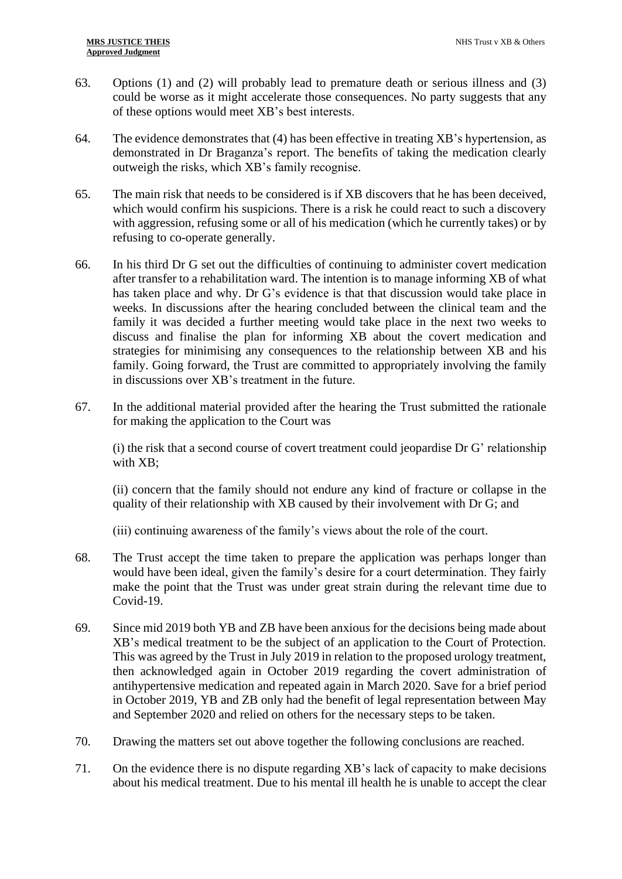63. Options (1) and (2) will probably lead to premature death or serious illness and (3) could be worse as it might accelerate those consequences. No party suggests that any of these options would meet XB's best interests.

64. The evidence demonstrates that (4) has been effective in treating XB's hypertension, as demonstrated in Dr Braganza's report. The benefits of taking the medication clearly outweigh the risks, which XB's family recognise.

65. The main risk that needs to be considered is if XB discovers that he has been deceived, which would confirm his suspicions. There is a risk he could react to such a discovery with aggression, refusing some or all of his medication (which he currently takes) or by refusing to co-operate generally.

66. In his third Dr G set out the difficulties of continuing to administer covert medication after transfer to a rehabilitation ward. The intention is to manage informing XB of what has taken place and why. Dr G's evidence is that that discussion would take place in weeks. In discussions after the hearing concluded between the clinical team and the family it was decided a further meeting would take place in the next two weeks to discuss and finalise the plan for informing XB about the covert medication and strategies for minimising any consequences to the relationship between XB and his family. Going forward, the Trust are committed to appropriately involving the family in discussions over XB's treatment in the future.

67. In the additional material provided after the hearing the Trust submitted the rationale for making the application to the Court was

    (i) the risk that a second course of covert treatment could jeopardise Dr G' relationship with XB;

    (ii) concern that the family should not endure any kind of fracture or collapse in the quality of their relationship with XB caused by their involvement with Dr G; and

    (iii) continuing awareness of the family's views about the role of the court.

68. The Trust accept the time taken to prepare the application was perhaps longer than would have been ideal, given the family's desire for a court determination. They fairly make the point that the Trust was under great strain during the relevant time due to Covid-19.

69. Since mid 2019 both YB and ZB have been anxious for the decisions being made about XB's medical treatment to be the subject of an application to the Court of Protection. This was agreed by the Trust in July 2019 in relation to the proposed urology treatment, then acknowledged again in October 2019 regarding the covert administration of antihypertensive medication and repeated again in March 2020. Save for a brief period in October 2019, YB and ZB only had the benefit of legal representation between May and September 2020 and relied on others for the necessary steps to be taken.

70. Drawing the matters set out above together the following conclusions are reached.

71. On the evidence there is no dispute regarding XB's lack of capacity to make decisions about his medical treatment. Due to his mental ill health he is unable to accept the clear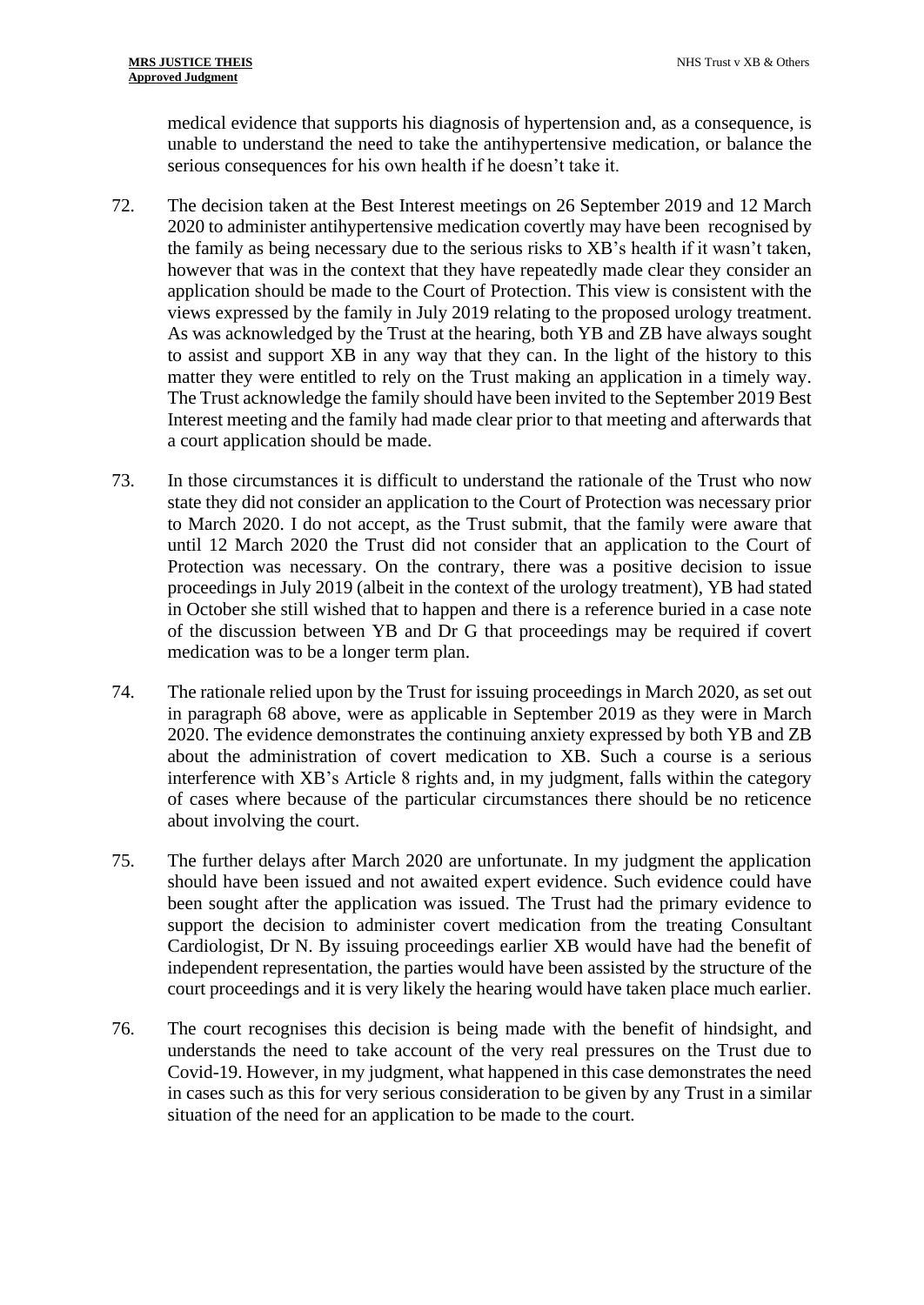medical evidence that supports his diagnosis of hypertension and, as a consequence, is unable to understand the need to take the antihypertensive medication, or balance the serious consequences for his own health if he doesn't take it.

72. The decision taken at the Best Interest meetings on 26 September 2019 and 12 March 2020 to administer antihypertensive medication covertly may have been recognised by the family as being necessary due to the serious risks to XB's health if it wasn't taken, however that was in the context that they have repeatedly made clear they consider an application should be made to the Court of Protection. This view is consistent with the views expressed by the family in July 2019 relating to the proposed urology treatment. As was acknowledged by the Trust at the hearing, both YB and ZB have always sought to assist and support XB in any way that they can. In the light of the history to this matter they were entitled to rely on the Trust making an application in a timely way. The Trust acknowledge the family should have been invited to the September 2019 Best Interest meeting and the family had made clear prior to that meeting and afterwards that a court application should be made.

73. In those circumstances it is difficult to understand the rationale of the Trust who now state they did not consider an application to the Court of Protection was necessary prior to March 2020. I do not accept, as the Trust submit, that the family were aware that until 12 March 2020 the Trust did not consider that an application to the Court of Protection was necessary. On the contrary, there was a positive decision to issue proceedings in July 2019 (albeit in the context of the urology treatment), YB had stated in October she still wished that to happen and there is a reference buried in a case note of the discussion between YB and Dr G that proceedings may be required if covert medication was to be a longer term plan.

74. The rationale relied upon by the Trust for issuing proceedings in March 2020, as set out in paragraph 68 above, were as applicable in September 2019 as they were in March 2020. The evidence demonstrates the continuing anxiety expressed by both YB and ZB about the administration of covert medication to XB. Such a course is a serious interference with XB's Article 8 rights and, in my judgment, falls within the category of cases where because of the particular circumstances there should be no reticence about involving the court.

75. The further delays after March 2020 are unfortunate. In my judgment the application should have been issued and not awaited expert evidence. Such evidence could have been sought after the application was issued. The Trust had the primary evidence to support the decision to administer covert medication from the treating Consultant Cardiologist, Dr N. By issuing proceedings earlier XB would have had the benefit of independent representation, the parties would have been assisted by the structure of the court proceedings and it is very likely the hearing would have taken place much earlier.

76. The court recognises this decision is being made with the benefit of hindsight, and understands the need to take account of the very real pressures on the Trust due to Covid-19. However, in my judgment, what happened in this case demonstrates the need in cases such as this for very serious consideration to be given by any Trust in a similar situation of the need for an application to be made to the court.